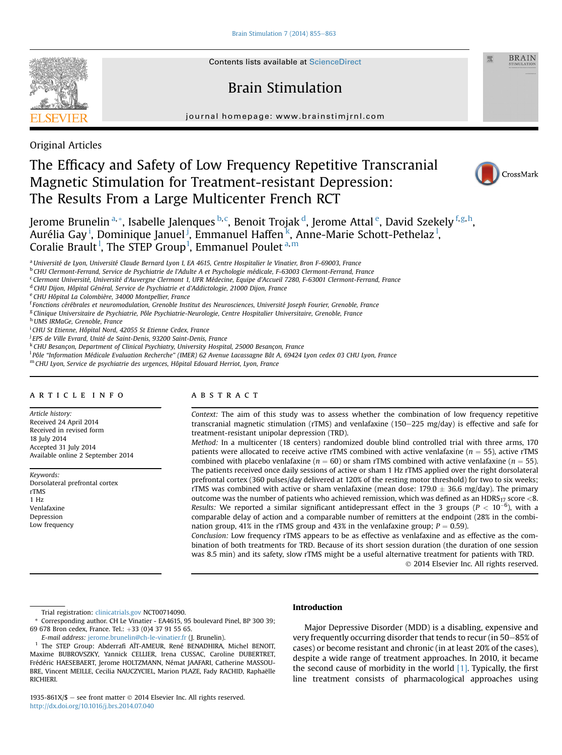Original Articles

# The Efficacy and Safety of Low Frequency Repetitive Transcranial Magnetic Stimulation for Treatment-resistant Depression: The Results From a Large Multicenter French RCT

Jerome Brunelin [a,*], Isabelle Jalenques [b,c], Benoit Trojak [d], Jerome Attal [e], David Szekely [f,g,h], Aurélia Gay [i], Dominique Januel [j], Emmanuel Haffen [k], Anne-Marie Schott-Pethelaz [l], Coralie Brault [l], The STEP Group [1], Emmanuel Poulet [a,m]

[a] Université de Lyon, Université Claude Bernard Lyon I, EA 4615, Centre Hospitalier le Vinatier, Bron F-69003, France
[b] CHU Clermont-Ferrand, Service de Psychiatrie de l'Adulte A et Psychologie médicale, F-63003 Clermont-Ferrand, France
[c] Clermont Université, Université d'Auvergne Clermont 1, UFR Médecine, Equipe d'Accueil 7280, F-63001 Clermont-Ferrand, France
[d] CHU Dijon, Hôpital Général, Service de Psychiatrie et d'Addictologie, 21000 Dijon, France
[e] CHU Hôpital La Colombière, 34000 Montpellier, France
[f] Fonctions cérébrales et neuromodulation, Grenoble Institut des Neurosciences, Université Joseph Fourier, Grenoble, France
[g] Clinique Universitaire de Psychiatrie, Pôle Psychiatrie-Neurologie, Centre Hospitalier Universitaire, Grenoble, France
[h] UMS IRMaGe, Grenoble, France
[i] CHU St Etienne, Hôpital Nord, 42055 St Etienne Cedex, France
[j] EPS de Ville Evrard, Unité de Saint-Denis, 93200 Saint-Denis, France
[k] CHU Besançon, Department of Clinical Psychiatry, University Hospital, 25000 Besançon, France
[l] Pôle "Information Médicale Evaluation Recherche" (IMER) 62 Avenue Lacassagne Bât A, 69424 Lyon cedex 03 CHU Lyon, France
[m] CHU Lyon, Service de psychiatrie des urgences, Hôpital Edouard Herriot, Lyon, France

## ARTICLE INFO

*Article history:*
Received 24 April 2014
Received in revised form
18 July 2014
Accepted 31 July 2014
Available online 2 September 2014

*Keywords:*
Dorsolateral prefrontal cortex
rTMS
1 Hz
Venlafaxine
Depression
Low frequency

## ABSTRACT

*Context:* The aim of this study was to assess whether the combination of low frequency repetitive transcranial magnetic stimulation (rTMS) and venlafaxine (150–225 mg/day) is effective and safe for treatment-resistant unipolar depression (TRD).

*Method:* In a multicenter (18 centers) randomized double blind controlled trial with three arms, 170 patients were allocated to receive active rTMS combined with active venlafaxine ($n = 55$), active rTMS combined with placebo venlafaxine ($n = 60$) or sham rTMS combined with active venlafaxine ($n = 55$). The patients received once daily sessions of active or sham 1 Hz rTMS applied over the right dorsolateral prefrontal cortex (360 pulses/day delivered at 120% of the resting motor threshold) for two to six weeks; rTMS was combined with active or sham venlafaxine (mean dose: $179.0 \pm 36.6$ mg/day). The primary outcome was the number of patients who achieved remission, which was defined as an $HDRS_{17}$ score <8.

*Results:* We reported a similar significant antidepressant effect in the 3 groups ($P < 10^{-6}$), with a comparable delay of action and a comparable number of remitters at the endpoint (28% in the combination group, 41% in the rTMS group and 43% in the venlafaxine group; $P = 0.59$).

*Conclusion:* Low frequency rTMS appears to be as effective as venlafaxine and as effective as the combination of both treatments for TRD. Because of its short session duration (the duration of one session was 8.5 min) and its safety, slow rTMS might be a useful alternative treatment for patients with TRD.

© 2014 Elsevier Inc. All rights reserved.

Trial registration: clinicatrials.gov NCT00714090.

\* Corresponding author. CH Le Vinatier - EA4615, 95 boulevard Pinel, BP 300 39; 69 678 Bron cedex, France. Tel.: +33 (0)4 37 91 55 65.
*E-mail address:* jerome.brunelin@ch-le-vinatier.fr (J. Brunelin).

[1] The STEP Group: Abderrafi AÏT-AMEUR, René BENADHIRA, Michel BENOIT, Maxime BUBROVSZKY, Yannick CELLIER, Irena CUSSAC, Caroline DUBERTRET, Frédéric HAESEBAERT, Jerome HOLTZMANN, Némat JAAFARI, Catherine MASSOUBRE, Vincent MEILLE, Cecilia NAUCZYCIEL, Marion PLAZE, Fady RACHID, Raphaëlle RICHIERI.

1935-861X/$ – see front matter © 2014 Elsevier Inc. All rights reserved.
http://dx.doi.org/10.1016/j.brs.2014.07.040

## Introduction

Major Depressive Disorder (MDD) is a disabling, expensive and very frequently occurring disorder that tends to recur (in 50–85% of cases) or become resistant and chronic (in at least 20% of the cases), despite a wide range of treatment approaches. In 2010, it became the second cause of morbidity in the world [1]. Typically, the first line treatment consists of pharmacological approaches using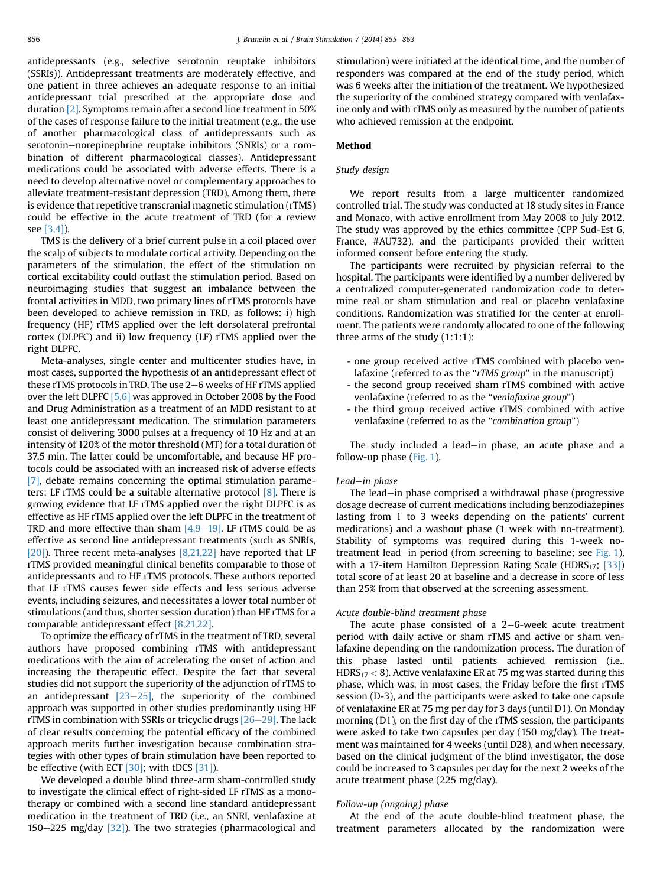antidepressants (e.g., selective serotonin reuptake inhibitors (SSRIs)). Antidepressant treatments are moderately effective, and one patient in three achieves an adequate response to an initial antidepressant trial prescribed at the appropriate dose and duration [2]. Symptoms remain after a second line treatment in 50% of the cases of response failure to the initial treatment (e.g., the use of another pharmacological class of antidepressants such as serotonin–norepinephrine reuptake inhibitors (SNRIs) or a combination of different pharmacological classes). Antidepressant medications could be associated with adverse effects. There is a need to develop alternative novel or complementary approaches to alleviate treatment-resistant depression (TRD). Among them, there is evidence that repetitive transcranial magnetic stimulation (rTMS) could be effective in the acute treatment of TRD (for a review see [3,4]).

TMS is the delivery of a brief current pulse in a coil placed over the scalp of subjects to modulate cortical activity. Depending on the parameters of the stimulation, the effect of the stimulation on cortical excitability could outlast the stimulation period. Based on neuroimaging studies that suggest an imbalance between the frontal activities in MDD, two primary lines of rTMS protocols have been developed to achieve remission in TRD, as follows: i) high frequency (HF) rTMS applied over the left dorsolateral prefrontal cortex (DLPFC) and ii) low frequency (LF) rTMS applied over the right DLPFC.

Meta-analyses, single center and multicenter studies have, in most cases, supported the hypothesis of an antidepressant effect of these rTMS protocols in TRD. The use 2–6 weeks of HF rTMS applied over the left DLPFC [5,6] was approved in October 2008 by the Food and Drug Administration as a treatment of an MDD resistant to at least one antidepressant medication. The stimulation parameters consist of delivering 3000 pulses at a frequency of 10 Hz and at an intensity of 120% of the motor threshold (MT) for a total duration of 37.5 min. The latter could be uncomfortable, and because HF protocols could be associated with an increased risk of adverse effects [7], debate remains concerning the optimal stimulation parameters; LF rTMS could be a suitable alternative protocol [8]. There is growing evidence that LF rTMS applied over the right DLPFC is as effective as HF rTMS applied over the left DLPFC in the treatment of TRD and more effective than sham [4,9–19]. LF rTMS could be as effective as second line antidepressant treatments (such as SNRIs, [20]). Three recent meta-analyses [8,21,22] have reported that LF rTMS provided meaningful clinical benefits comparable to those of antidepressants and to HF rTMS protocols. These authors reported that LF rTMS causes fewer side effects and less serious adverse events, including seizures, and necessitates a lower total number of stimulations (and thus, shorter session duration) than HF rTMS for a comparable antidepressant effect [8,21,22].

To optimize the efficacy of rTMS in the treatment of TRD, several authors have proposed combining rTMS with antidepressant medications with the aim of accelerating the onset of action and increasing the therapeutic effect. Despite the fact that several studies did not support the superiority of the adjunction of rTMS to an antidepressant [23–25], the superiority of the combined approach was supported in other studies predominantly using HF rTMS in combination with SSRIs or tricyclic drugs [26–29]. The lack of clear results concerning the potential efficacy of the combined approach merits further investigation because combination strategies with other types of brain stimulation have been reported to be effective (with ECT [30]; with tDCS [31]).

We developed a double blind three-arm sham-controlled study to investigate the clinical effect of right-sided LF rTMS as a monotherapy or combined with a second line standard antidepressant medication in the treatment of TRD (i.e., an SNRI, venlafaxine at 150–225 mg/day [32]). The two strategies (pharmacological and stimulation) were initiated at the identical time, and the number of responders was compared at the end of the study period, which was 6 weeks after the initiation of the treatment. We hypothesized the superiority of the combined strategy compared with venlafaxine only and with rTMS only as measured by the number of patients who achieved remission at the endpoint.

## Method

### Study design

We report results from a large multicenter randomized controlled trial. The study was conducted at 18 study sites in France and Monaco, with active enrollment from May 2008 to July 2012. The study was approved by the ethics committee (CPP Sud-Est 6, France, #AU732), and the participants provided their written informed consent before entering the study.

The participants were recruited by physician referral to the hospital. The participants were identified by a number delivered by a centralized computer-generated randomization code to determine real or sham stimulation and real or placebo venlafaxine conditions. Randomization was stratified for the center at enrollment. The patients were randomly allocated to one of the following three arms of the study (1:1:1):

- one group received active rTMS combined with placebo venlafaxine (referred to as the "*rTMS group*" in the manuscript)
- the second group received sham rTMS combined with active venlafaxine (referred to as the "*venlafaxine group*")
- the third group received active rTMS combined with active venlafaxine (referred to as the "*combination group*")

The study included a lead–in phase, an acute phase and a follow-up phase (Fig. 1).

*Lead–in phase*

The lead–in phase comprised a withdrawal phase (progressive dosage decrease of current medications including benzodiazepines lasting from 1 to 3 weeks depending on the patients' current medications) and a washout phase (1 week with no-treatment). Stability of symptoms was required during this 1-week no-treatment lead–in period (from screening to baseline; see Fig. 1), with a 17-item Hamilton Depression Rating Scale ($HDRS_{17}$; [33]) total score of at least 20 at baseline and a decrease in score of less than 25% from that observed at the screening assessment.

*Acute double-blind treatment phase*

The acute phase consisted of a 2–6-week acute treatment period with daily active or sham rTMS and active or sham venlafaxine depending on the randomization process. The duration of this phase lasted until patients achieved remission (i.e., $HDRS_{17} < 8$). Active venlafaxine ER at 75 mg was started during this phase, which was, in most cases, the Friday before the first rTMS session (D-3), and the participants were asked to take one capsule of venlafaxine ER at 75 mg per day for 3 days (until D1). On Monday morning (D1), on the first day of the rTMS session, the participants were asked to take two capsules per day (150 mg/day). The treatment was maintained for 4 weeks (until D28), and when necessary, based on the clinical judgment of the blind investigator, the dose could be increased to 3 capsules per day for the next 2 weeks of the acute treatment phase (225 mg/day).

*Follow-up (ongoing) phase*

At the end of the acute double-blind treatment phase, the treatment parameters allocated by the randomization were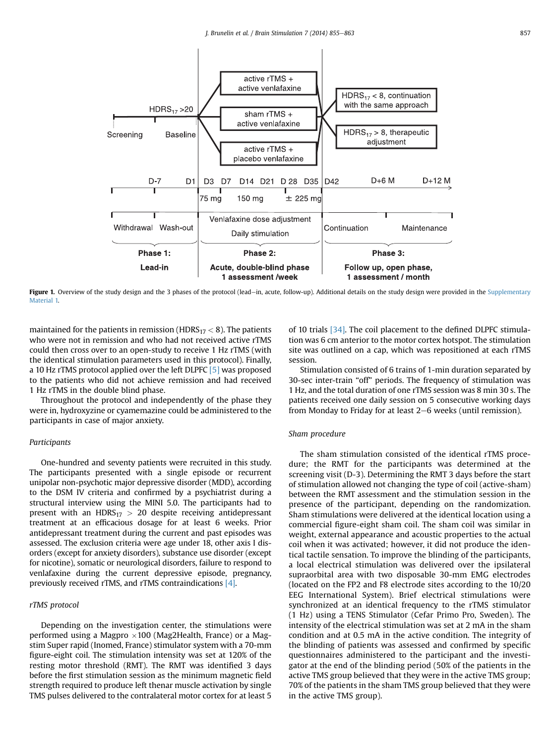**Figure 1.** Overview of the study design and the 3 phases of the protocol (lead−in, acute, follow-up). Additional details on the study design were provided in the Supplementary Material 1.

maintained for the patients in remission ($HDRS_{17} < 8$). The patients who were not in remission and who had not received active rTMS could then cross over to an open-study to receive 1 Hz rTMS (with the identical stimulation parameters used in this protocol). Finally, a 10 Hz rTMS protocol applied over the left DLPFC [5] was proposed to the patients who did not achieve remission and had received 1 Hz rTMS in the double blind phase.

Throughout the protocol and independently of the phase they were in, hydroxyzine or cyamemazine could be administered to the participants in case of major anxiety.

### Participants

One-hundred and seventy patients were recruited in this study. The participants presented with a single episode or recurrent unipolar non-psychotic major depressive disorder (MDD), according to the DSM IV criteria and confirmed by a psychiatrist during a structural interview using the MINI 5.0. The participants had to present with an $HDRS_{17} > 20$ despite receiving antidepressant treatment at an efficacious dosage for at least 6 weeks. Prior antidepressant treatment during the current and past episodes was assessed. The exclusion criteria were age under 18, other axis I disorders (except for anxiety disorders), substance use disorder (except for nicotine), somatic or neurological disorders, failure to respond to venlafaxine during the current depressive episode, pregnancy, previously received rTMS, and rTMS contraindications [4].

### rTMS protocol

Depending on the investigation center, the stimulations were performed using a Magpro ×100 (Mag2Health, France) or a Magstim Super rapid (Inomed, France) stimulator system with a 70-mm figure-eight coil. The stimulation intensity was set at 120% of the resting motor threshold (RMT). The RMT was identified 3 days before the first stimulation session as the minimum magnetic field strength required to produce left thenar muscle activation by single TMS pulses delivered to the contralateral motor cortex for at least 5 of 10 trials [34]. The coil placement to the defined DLPFC stimulation was 6 cm anterior to the motor cortex hotspot. The stimulation site was outlined on a cap, which was repositioned at each rTMS session.

Stimulation consisted of 6 trains of 1-min duration separated by 30-sec inter-train "off" periods. The frequency of stimulation was 1 Hz, and the total duration of one rTMS session was 8 min 30 s. The patients received one daily session on 5 consecutive working days from Monday to Friday for at least 2−6 weeks (until remission).

### Sham procedure

The sham stimulation consisted of the identical rTMS procedure; the RMT for the participants was determined at the screening visit (D-3). Determining the RMT 3 days before the start of stimulation allowed not changing the type of coil (active-sham) between the RMT assessment and the stimulation session in the presence of the participant, depending on the randomization. Sham stimulations were delivered at the identical location using a commercial figure-eight sham coil. The sham coil was similar in weight, external appearance and acoustic properties to the actual coil when it was activated; however, it did not produce the identical tactile sensation. To improve the blinding of the participants, a local electrical stimulation was delivered over the ipsilateral supraorbital area with two disposable 30-mm EMG electrodes (located on the FP2 and F8 electrode sites according to the 10/20 EEG International System). Brief electrical stimulations were synchronized at an identical frequency to the rTMS stimulator (1 Hz) using a TENS Stimulator (Cefar Primo Pro, Sweden). The intensity of the electrical stimulation was set at 2 mA in the sham condition and at 0.5 mA in the active condition. The integrity of the blinding of patients was assessed and confirmed by specific questionnaires administered to the participant and the investigator at the end of the blinding period (50% of the patients in the active TMS group believed that they were in the active TMS group; 70% of the patients in the sham TMS group believed that they were in the active TMS group).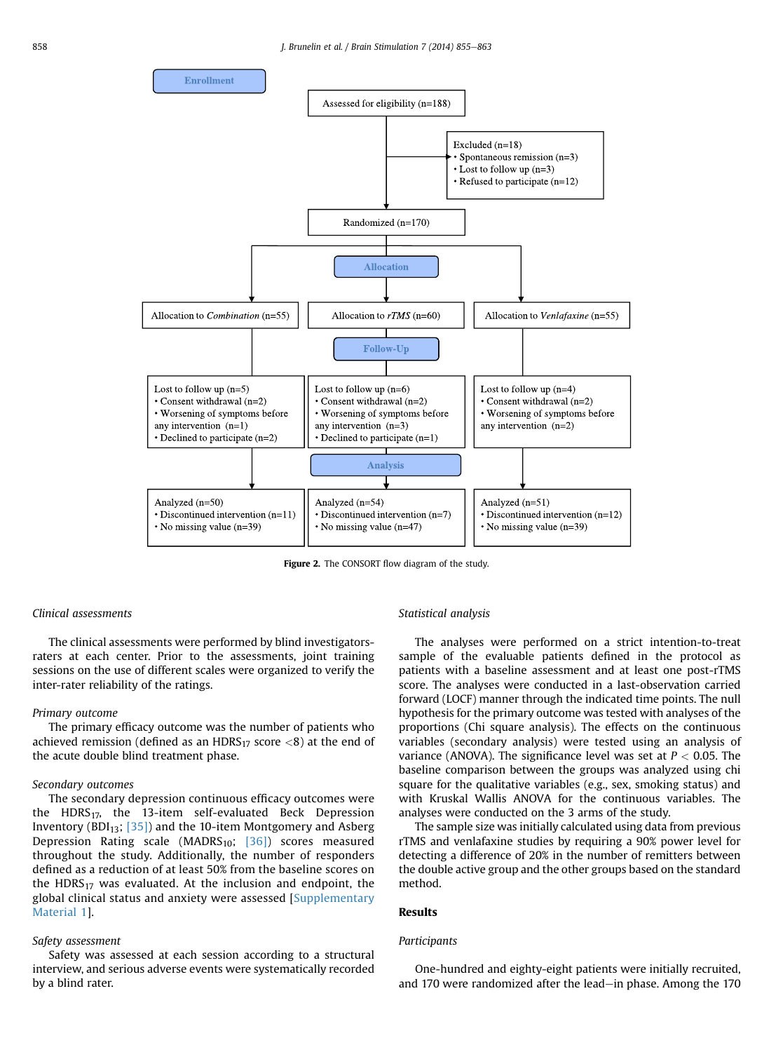**Enrollment**

Assessed for eligibility (n=188)

Excluded (n=18)
- Spontaneous remission (n=3)
- Lost to follow up (n=3)
- Refused to participate (n=12)

Randomized (n=170)

**Allocation**

| Allocation to *Combination* (n=55) | Allocation to *rTMS* (n=60) | Allocation to *Venlafaxine* (n=55) |
|---|---|---|

**Follow-Up**

| Lost to follow up (n=5) | Lost to follow up (n=6) | Lost to follow up (n=4) |
|---|---|---|
| • Consent withdrawal (n=2) | • Consent withdrawal (n=2) | • Consent withdrawal (n=2) |
| • Worsening of symptoms before any intervention (n=1) | • Worsening of symptoms before any intervention (n=3) | • Worsening of symptoms before any intervention (n=2) |
| • Declined to participate (n=2) | • Declined to participate (n=1) | |

**Analysis**

| Analyzed (n=50) | Analyzed (n=54) | Analyzed (n=51) |
|---|---|---|
| • Discontinued intervention (n=11) | • Discontinued intervention (n=7) | • Discontinued intervention (n=12) |
| • No missing value (n=39) | • No missing value (n=47) | • No missing value (n=39) |

**Figure 2.** The CONSORT flow diagram of the study.

### Clinical assessments

The clinical assessments were performed by blind investigators-raters at each center. Prior to the assessments, joint training sessions on the use of different scales were organized to verify the inter-rater reliability of the ratings.

#### Primary outcome

The primary efficacy outcome was the number of patients who achieved remission (defined as an $HDRS_{17}$ score <8) at the end of the acute double blind treatment phase.

#### Secondary outcomes

The secondary depression continuous efficacy outcomes were the $HDRS_{17}$, the 13-item self-evaluated Beck Depression Inventory ($BDI_{13}$; [35]) and the 10-item Montgomery and Asberg Depression Rating scale ($MADRS_{10}$; [36]) scores measured throughout the study. Additionally, the number of responders defined as a reduction of at least 50% from the baseline scores on the $HDRS_{17}$ was evaluated. At the inclusion and endpoint, the global clinical status and anxiety were assessed [Supplementary Material 1].

#### Safety assessment

Safety was assessed at each session according to a structural interview, and serious adverse events were systematically recorded by a blind rater.

### Statistical analysis

The analyses were performed on a strict intention-to-treat sample of the evaluable patients defined in the protocol as patients with a baseline assessment and at least one post-rTMS score. The analyses were conducted in a last-observation carried forward (LOCF) manner through the indicated time points. The null hypothesis for the primary outcome was tested with analyses of the proportions (Chi square analysis). The effects on the continuous variables (secondary analysis) were tested using an analysis of variance (ANOVA). The significance level was set at $P < 0.05$. The baseline comparison between the groups was analyzed using chi square for the qualitative variables (e.g., sex, smoking status) and with Kruskal Wallis ANOVA for the continuous variables. The analyses were conducted on the 3 arms of the study.

The sample size was initially calculated using data from previous rTMS and venlafaxine studies by requiring a 90% power level for detecting a difference of 20% in the number of remitters between the double active group and the other groups based on the standard method.

## Results

### Participants

One-hundred and eighty-eight patients were initially recruited, and 170 were randomized after the lead–in phase. Among the 170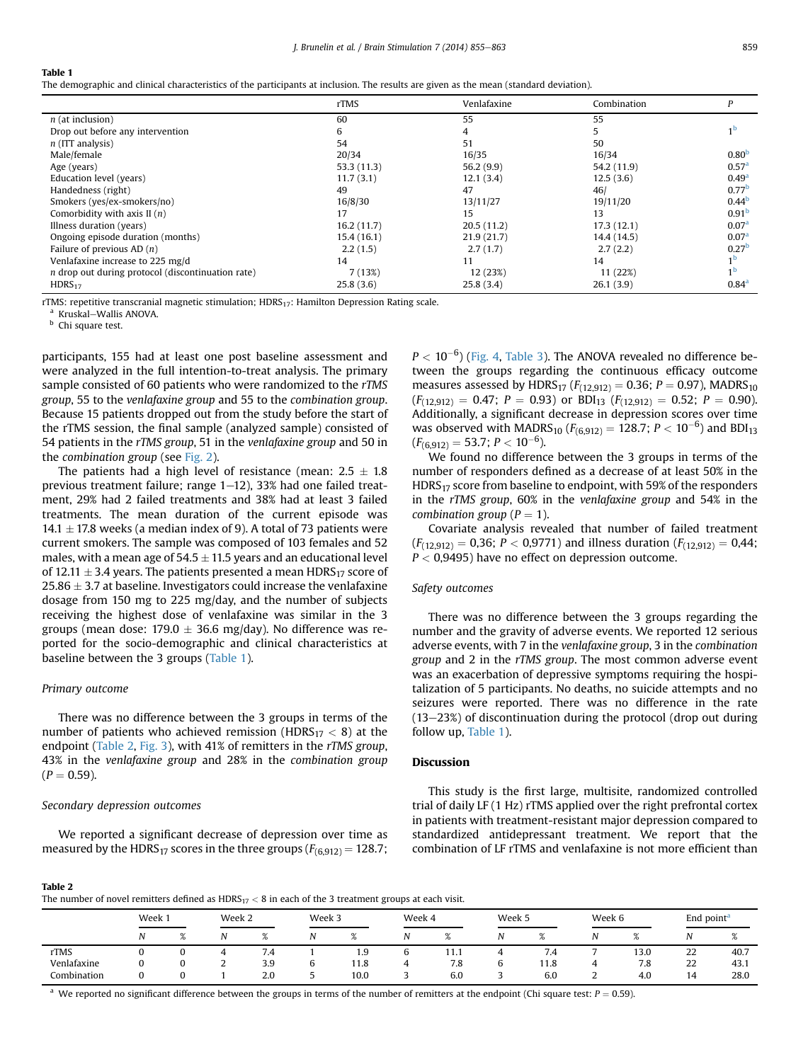**Table 1**
The demographic and clinical characteristics of the participants at inclusion. The results are given as the mean (standard deviation).

| | rTMS | Venlafaxine | Combination | P |
|---|---|---|---|---|
| n (at inclusion) | 60 | 55 | 55 | |
| Drop out before any intervention | 6 | 4 | 5 | 1[b] |
| n (ITT analysis) | 54 | 51 | 50 | |
| Male/female | 20/34 | 16/35 | 16/34 | 0.80[b] |
| Age (years) | 53.3 (11.3) | 56.2 (9.9) | 54.2 (11.9) | 0.57[a] |
| Education level (years) | 11.7 (3.1) | 12.1 (3.4) | 12.5 (3.6) | 0.49[a] |
| Handedness (right) | 49 | 47 | 46/ | 0.77[b] |
| Smokers (yes/ex-smokers/no) | 16/8/30 | 13/11/27 | 19/11/20 | 0.44[b] |
| Comorbidity with axis II (n) | 17 | 15 | 13 | 0.91[b] |
| Illness duration (years) | 16.2 (11.7) | 20.5 (11.2) | 17.3 (12.1) | 0.07[a] |
| Ongoing episode duration (months) | 15.4 (16.1) | 21.9 (21.7) | 14.4 (14.5) | 0.07[a] |
| Failure of previous AD (n) | 2.2 (1.5) | 2.7 (1.7) | 2.7 (2.2) | 0.27[b] |
| Venlafaxine increase to 225 mg/d | 14 | 11 | 14 | 1[b] |
| n drop out during protocol (discontinuation rate) | 7 (13%) | 12 (23%) | 11 (22%) | 1[b] |
| $HDRS_{17}$ | 25.8 (3.6) | 25.8 (3.4) | 26.1 (3.9) | 0.84[a] |

rTMS: repetitive transcranial magnetic stimulation; $HDRS_{17}$: Hamilton Depression Rating scale.
[a] Kruskal–Wallis ANOVA.
[b] Chi square test.

participants, 155 had at least one post baseline assessment and were analyzed in the full intention-to-treat analysis. The primary sample consisted of 60 patients who were randomized to the *rTMS group*, 55 to the *venlafaxine group* and 55 to the *combination group*. Because 15 patients dropped out from the study before the start of the rTMS session, the final sample (analyzed sample) consisted of 54 patients in the *rTMS group*, 51 in the *venlafaxine group* and 50 in the *combination group* (see Fig. 2).

The patients had a high level of resistance (mean: $2.5 \pm 1.8$ previous treatment failure; range 1–12), 33% had one failed treatment, 29% had 2 failed treatments and 38% had at least 3 failed treatments. The mean duration of the current episode was $14.1 \pm 17.8$ weeks (a median index of 9). A total of 73 patients were current smokers. The sample was composed of 103 females and 52 males, with a mean age of $54.5 \pm 11.5$ years and an educational level of $12.11 \pm 3.4$ years. The patients presented a mean $HDRS_{17}$ score of $25.86 \pm 3.7$ at baseline. Investigators could increase the venlafaxine dosage from 150 mg to 225 mg/day, and the number of subjects receiving the highest dose of venlafaxine was similar in the 3 groups (mean dose: $179.0 \pm 36.6$ mg/day). No difference was reported for the socio-demographic and clinical characteristics at baseline between the 3 groups (Table 1).

### Primary outcome

There was no difference between the 3 groups in terms of the number of patients who achieved remission ($HDRS_{17} < 8$) at the endpoint (Table 2, Fig. 3), with 41% of remitters in the *rTMS group*, 43% in the *venlafaxine group* and 28% in the *combination group* ($P = 0.59$).

### Secondary depression outcomes

We reported a significant decrease of depression over time as measured by the $HDRS_{17}$ scores in the three groups ($F_{(6,912)} = 128.7$; $P < 10^{-6}$) (Fig. 4, Table 3). The ANOVA revealed no difference between the groups regarding the continuous efficacy outcome measures assessed by $HDRS_{17}$ ($F_{(12,912)} = 0.36$; $P = 0.97$), $MADRS_{10}$ ($F_{(12,912)} = 0.47$; $P = 0.93$) or $BDI_{13}$ ($F_{(12,912)} = 0.52$; $P = 0.90$). Additionally, a significant decrease in depression scores over time was observed with $MADRS_{10}$ ($F_{(6,912)} = 128.7$; $P < 10^{-6}$) and $BDI_{13}$ ($F_{(6,912)} = 53.7$; $P < 10^{-6}$).

We found no difference between the 3 groups in terms of the number of responders defined as a decrease of at least 50% in the $HDRS_{17}$ score from baseline to endpoint, with 59% of the responders in the *rTMS group*, 60% in the *venlafaxine group* and 54% in the *combination group* ($P = 1$).

Covariate analysis revealed that number of failed treatment ($F_{(12,912)} = 0{,}36$; $P < 0{,}9771$) and illness duration ($F_{(12,912)} = 0{,}44$; $P < 0{,}9495$) have no effect on depression outcome.

### Safety outcomes

There was no difference between the 3 groups regarding the number and the gravity of adverse events. We reported 12 serious adverse events, with 7 in the *venlafaxine group*, 3 in the *combination group* and 2 in the *rTMS group*. The most common adverse event was an exacerbation of depressive symptoms requiring the hospitalization of 5 participants. No deaths, no suicide attempts and no seizures were reported. There was no difference in the rate (13–23%) of discontinuation during the protocol (drop out during follow up, Table 1).

## Discussion

This study is the first large, multisite, randomized controlled trial of daily LF (1 Hz) rTMS applied over the right prefrontal cortex in patients with treatment-resistant major depression compared to standardized antidepressant treatment. We report that the combination of LF rTMS and venlafaxine is not more efficient than

**Table 2**
The number of novel remitters defined as $HDRS_{17} < 8$ in each of the 3 treatment groups at each visit.

| | Week 1 | | Week 2 | | Week 3 | | Week 4 | | Week 5 | | Week 6 | | End point[a] | |
|---|---|---|---|---|---|---|---|---|---|---|---|---|---|---|
| | N | % | N | % | N | % | N | % | N | % | N | % | N | % |
| rTMS | 0 | 0 | 4 | 7.4 | 1 | 1.9 | 6 | 11.1 | 4 | 7.4 | 7 | 13.0 | 22 | 40.7 |
| Venlafaxine | 0 | 0 | 2 | 3.9 | 6 | 11.8 | 4 | 7.8 | 6 | 11.8 | 4 | 7.8 | 22 | 43.1 |
| Combination | 0 | 0 | 1 | 2.0 | 5 | 10.0 | 3 | 6.0 | 3 | 6.0 | 2 | 4.0 | 14 | 28.0 |

[a] We reported no significant difference between the groups in terms of the number of remitters at the endpoint (Chi square test: $P = 0.59$).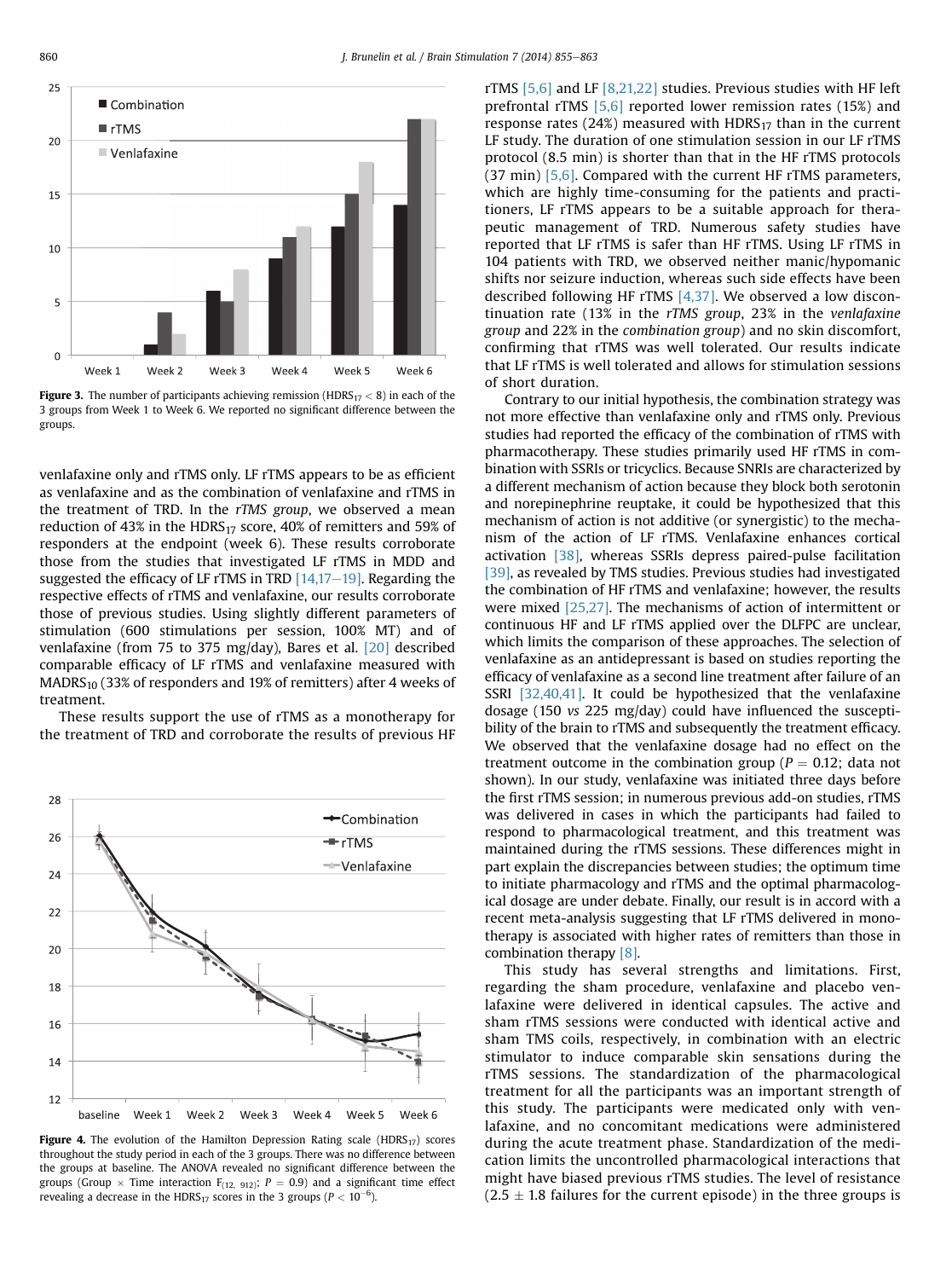Figure 3. The number of participants achieving remission ($HDRS_{17} < 8$) in each of the 3 groups from Week 1 to Week 6. We reported no significant difference between the groups.

venlafaxine only and rTMS only. LF rTMS appears to be as efficient as venlafaxine and as the combination of venlafaxine and rTMS in the treatment of TRD. In the *rTMS group*, we observed a mean reduction of 43% in the $HDRS_{17}$ score, 40% of remitters and 59% of responders at the endpoint (week 6). These results corroborate those from the studies that investigated LF rTMS in MDD and suggested the efficacy of LF rTMS in TRD [14,17–19]. Regarding the respective effects of rTMS and venlafaxine, our results corroborate those of previous studies. Using slightly different parameters of stimulation (600 stimulations per session, 100% MT) and of venlafaxine (from 75 to 375 mg/day), Bares et al. [20] described comparable efficacy of LF rTMS and venlafaxine measured with $MADRS_{10}$ (33% of responders and 19% of remitters) after 4 weeks of treatment.

These results support the use of rTMS as a monotherapy for the treatment of TRD and corroborate the results of previous HF rTMS [5,6] and LF [8,21,22] studies. Previous studies with HF left prefrontal rTMS [5,6] reported lower remission rates (15%) and response rates (24%) measured with $HDRS_{17}$ than in the current LF study. The duration of one stimulation session in our LF rTMS protocol (8.5 min) is shorter than that in the HF rTMS protocols (37 min) [5,6]. Compared with the current HF rTMS parameters, which are highly time-consuming for the patients and practitioners, LF rTMS appears to be a suitable approach for therapeutic management of TRD. Numerous safety studies have reported that LF rTMS is safer than HF rTMS. Using LF rTMS in 104 patients with TRD, we observed neither manic/hypomanic shifts nor seizure induction, whereas such side effects have been described following HF rTMS [4,37]. We observed a low discontinuation rate (13% in the *rTMS group*, 23% in the *venlafaxine group* and 22% in the *combination group*) and no skin discomfort, confirming that rTMS was well tolerated. Our results indicate that LF rTMS is well tolerated and allows for stimulation sessions of short duration.

Figure 4. The evolution of the Hamilton Depression Rating scale ($HDRS_{17}$) scores throughout the study period in each of the 3 groups. There was no difference between the groups at baseline. The ANOVA revealed no significant difference between the groups (Group × Time interaction $F_{(12,\ 912)}$; $P = 0.9$) and a significant time effect revealing a decrease in the $HDRS_{17}$ scores in the 3 groups ($P < 10^{-6}$).

Contrary to our initial hypothesis, the combination strategy was not more effective than venlafaxine only and rTMS only. Previous studies had reported the efficacy of the combination of rTMS with pharmacotherapy. These studies primarily used HF rTMS in combination with SSRIs or tricyclics. Because SNRIs are characterized by a different mechanism of action because they block both serotonin and norepinephrine reuptake, it could be hypothesized that this mechanism of action is not additive (or synergistic) to the mechanism of the action of LF rTMS. Venlafaxine enhances cortical activation [38], whereas SSRIs depress paired-pulse facilitation [39], as revealed by TMS studies. Previous studies had investigated the combination of HF rTMS and venlafaxine; however, the results were mixed [25,27]. The mechanisms of action of intermittent or continuous HF and LF rTMS applied over the DLFPC are unclear, which limits the comparison of these approaches. The selection of venlafaxine as an antidepressant is based on studies reporting the efficacy of venlafaxine as a second line treatment after failure of an SSRI [32,40,41]. It could be hypothesized that the venlafaxine dosage (150 *vs* 225 mg/day) could have influenced the susceptibility of the brain to rTMS and subsequently the treatment efficacy. We observed that the venlafaxine dosage had no effect on the treatment outcome in the combination group ($P = 0.12$; data not shown). In our study, venlafaxine was initiated three days before the first rTMS session; in numerous previous add-on studies, rTMS was delivered in cases in which the participants had failed to respond to pharmacological treatment, and this treatment was maintained during the rTMS sessions. These differences might in part explain the discrepancies between studies; the optimum time to initiate pharmacology and rTMS and the optimal pharmacological dosage are under debate. Finally, our result is in accord with a recent meta-analysis suggesting that LF rTMS delivered in monotherapy is associated with higher rates of remitters than those in combination therapy [8].

This study has several strengths and limitations. First, regarding the sham procedure, venlafaxine and placebo venlafaxine were delivered in identical capsules. The active and sham rTMS sessions were conducted with identical active and sham TMS coils, respectively, in combination with an electric stimulator to induce comparable skin sensations during the rTMS sessions. The standardization of the pharmacological treatment for all the participants was an important strength of this study. The participants were medicated only with venlafaxine, and no concomitant medications were administered during the acute treatment phase. Standardization of the medication limits the uncontrolled pharmacological interactions that might have biased previous rTMS studies. The level of resistance ($2.5 \pm 1.8$ failures for the current episode) in the three groups is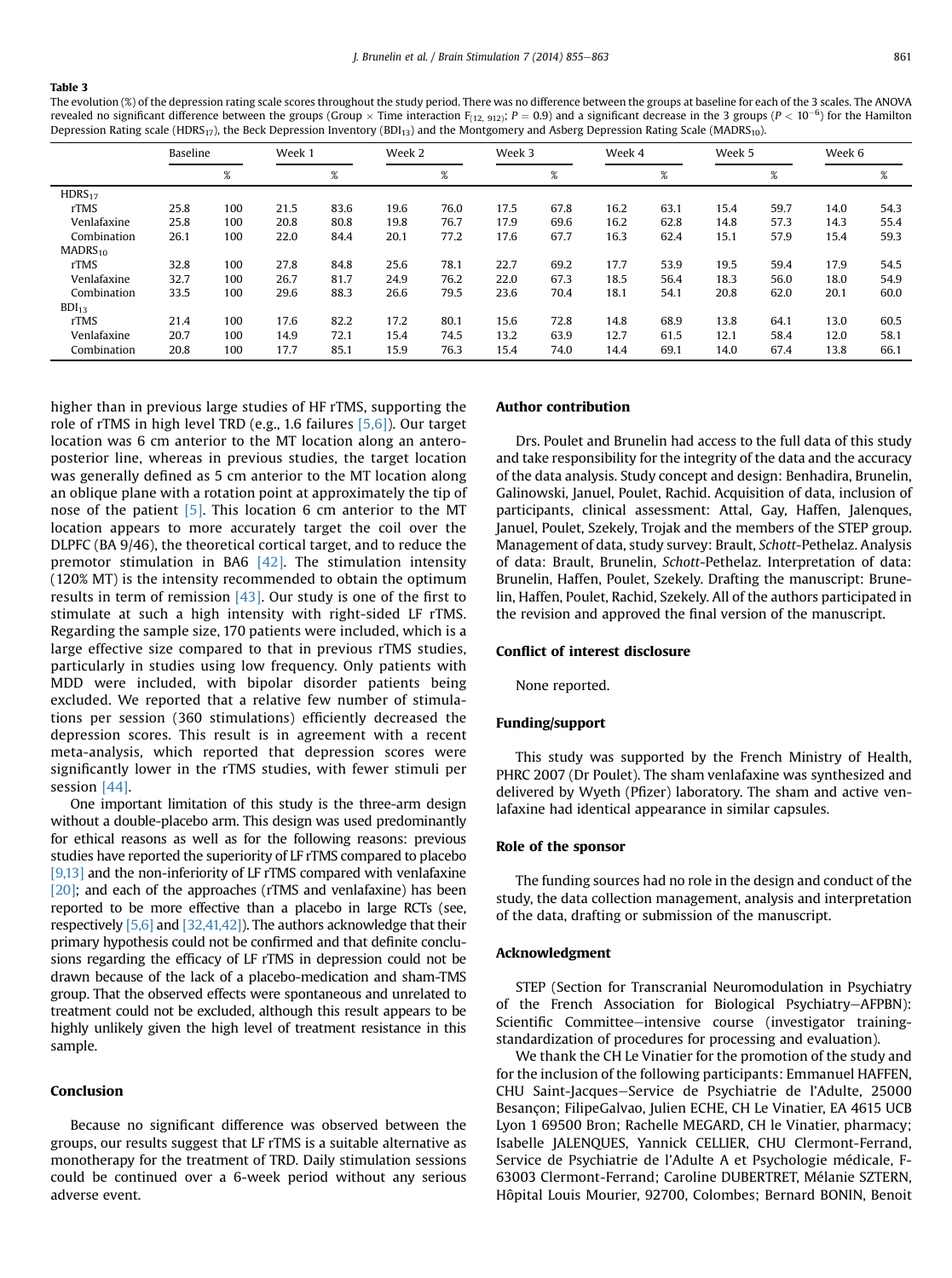**Table 3**

The evolution (%) of the depression rating scale scores throughout the study period. There was no difference between the groups at baseline for each of the 3 scales. The ANOVA revealed no significant difference between the groups (Group × Time interaction $F_{(12, 912)}$; $P = 0.9$) and a significant decrease in the 3 groups ($P < 10^{-6}$) for the Hamilton Depression Rating scale ($HDRS_{17}$), the Beck Depression Inventory ($BDI_{13}$) and the Montgomery and Asberg Depression Rating Scale ($MADRS_{10}$).

| | Baseline | | Week 1 | | Week 2 | | Week 3 | | Week 4 | | Week 5 | | Week 6 | |
|---|---|---|---|---|---|---|---|---|---|---|---|---|---|---|
| | | % | | % | | % | | % | | % | | % | | % |
| $HDRS_{17}$ | | | | | | | | | | | | | | |
| rTMS | 25.8 | 100 | 21.5 | 83.6 | 19.6 | 76.0 | 17.5 | 67.8 | 16.2 | 63.1 | 15.4 | 59.7 | 14.0 | 54.3 |
| Venlafaxine | 25.8 | 100 | 20.8 | 80.8 | 19.8 | 76.7 | 17.9 | 69.6 | 16.2 | 62.8 | 14.8 | 57.3 | 14.3 | 55.4 |
| Combination | 26.1 | 100 | 22.0 | 84.4 | 20.1 | 77.2 | 17.6 | 67.7 | 16.3 | 62.4 | 15.1 | 57.9 | 15.4 | 59.3 |
| $MADRS_{10}$ | | | | | | | | | | | | | | |
| rTMS | 32.8 | 100 | 27.8 | 84.8 | 25.6 | 78.1 | 22.7 | 69.2 | 17.7 | 53.9 | 19.5 | 59.4 | 17.9 | 54.5 |
| Venlafaxine | 32.7 | 100 | 26.7 | 81.7 | 24.9 | 76.2 | 22.0 | 67.3 | 18.5 | 56.4 | 18.3 | 56.0 | 18.0 | 54.9 |
| Combination | 33.5 | 100 | 29.6 | 88.3 | 26.6 | 79.5 | 23.6 | 70.4 | 18.1 | 54.1 | 20.8 | 62.0 | 20.1 | 60.0 |
| $BDI_{13}$ | | | | | | | | | | | | | | |
| rTMS | 21.4 | 100 | 17.6 | 82.2 | 17.2 | 80.1 | 15.6 | 72.8 | 14.8 | 68.9 | 13.8 | 64.1 | 13.0 | 60.5 |
| Venlafaxine | 20.7 | 100 | 14.9 | 72.1 | 15.4 | 74.5 | 13.2 | 63.9 | 12.7 | 61.5 | 12.1 | 58.4 | 12.0 | 58.1 |
| Combination | 20.8 | 100 | 17.7 | 85.1 | 15.9 | 76.3 | 15.4 | 74.0 | 14.4 | 69.1 | 14.0 | 67.4 | 13.8 | 66.1 |

higher than in previous large studies of HF rTMS, supporting the role of rTMS in high level TRD (e.g., 1.6 failures [5,6]). Our target location was 6 cm anterior to the MT location along an antero-posterior line, whereas in previous studies, the target location was generally defined as 5 cm anterior to the MT location along an oblique plane with a rotation point at approximately the tip of nose of the patient [5]. This location 6 cm anterior to the MT location appears to more accurately target the coil over the DLPFC (BA 9/46), the theoretical cortical target, and to reduce the premotor stimulation in BA6 [42]. The stimulation intensity (120% MT) is the intensity recommended to obtain the optimum results in term of remission [43]. Our study is one of the first to stimulate at such a high intensity with right-sided LF rTMS. Regarding the sample size, 170 patients were included, which is a large effective size compared to that in previous rTMS studies, particularly in studies using low frequency. Only patients with MDD were included, with bipolar disorder patients being excluded. We reported that a relative few number of stimulations per session (360 stimulations) efficiently decreased the depression scores. This result is in agreement with a recent meta-analysis, which reported that depression scores were significantly lower in the rTMS studies, with fewer stimuli per session [44].

One important limitation of this study is the three-arm design without a double-placebo arm. This design was used predominantly for ethical reasons as well as for the following reasons: previous studies have reported the superiority of LF rTMS compared to placebo [9,13] and the non-inferiority of LF rTMS compared with venlafaxine [20]; and each of the approaches (rTMS and venlafaxine) has been reported to be more effective than a placebo in large RCTs (see, respectively [5,6] and [32,41,42]). The authors acknowledge that their primary hypothesis could not be confirmed and that definite conclusions regarding the efficacy of LF rTMS in depression could not be drawn because of the lack of a placebo-medication and sham-TMS group. That the observed effects were spontaneous and unrelated to treatment could not be excluded, although this result appears to be highly unlikely given the high level of treatment resistance in this sample.

## Conclusion

Because no significant difference was observed between the groups, our results suggest that LF rTMS is a suitable alternative as monotherapy for the treatment of TRD. Daily stimulation sessions could be continued over a 6-week period without any serious adverse event.

## Author contribution

Drs. Poulet and Brunelin had access to the full data of this study and take responsibility for the integrity of the data and the accuracy of the data analysis. Study concept and design: Benhadira, Brunelin, Galinowski, Januel, Poulet, Rachid. Acquisition of data, inclusion of participants, clinical assessment: Attal, Gay, Haffen, Jalenques, Januel, Poulet, Szekely, Trojak and the members of the STEP group. Management of data, study survey: Brault, *Schott*-Pethelaz. Analysis of data: Brault, Brunelin, *Schott*-Pethelaz. Interpretation of data: Brunelin, Haffen, Poulet, Szekely. Drafting the manuscript: Brunelin, Haffen, Poulet, Rachid, Szekely. All of the authors participated in the revision and approved the final version of the manuscript.

## Conflict of interest disclosure

None reported.

## Funding/support

This study was supported by the French Ministry of Health, PHRC 2007 (Dr Poulet). The sham venlafaxine was synthesized and delivered by Wyeth (Pfizer) laboratory. The sham and active venlafaxine had identical appearance in similar capsules.

## Role of the sponsor

The funding sources had no role in the design and conduct of the study, the data collection management, analysis and interpretation of the data, drafting or submission of the manuscript.

## Acknowledgment

STEP (Section for Transcranial Neuromodulation in Psychiatry of the French Association for Biological Psychiatry—AFPBN): Scientific Committee—intensive course (investigator training-standardization of procedures for processing and evaluation).

We thank the CH Le Vinatier for the promotion of the study and for the inclusion of the following participants: Emmanuel HAFFEN, CHU Saint-Jacques—Service de Psychiatrie de l'Adulte, 25000 Besançon; FilipeGalvao, Julien ECHE, CH Le Vinatier, EA 4615 UCB Lyon 1 69500 Bron; Rachelle MEGARD, CH le Vinatier, pharmacy; Isabelle JALENQUES, Yannick CELLIER, CHU Clermont-Ferrand, Service de Psychiatrie de l'Adulte A et Psychologie médicale, F-63003 Clermont-Ferrand; Caroline DUBERTRET, Mélanie SZTERN, Hôpital Louis Mourier, 92700, Colombes; Bernard BONIN, Benoit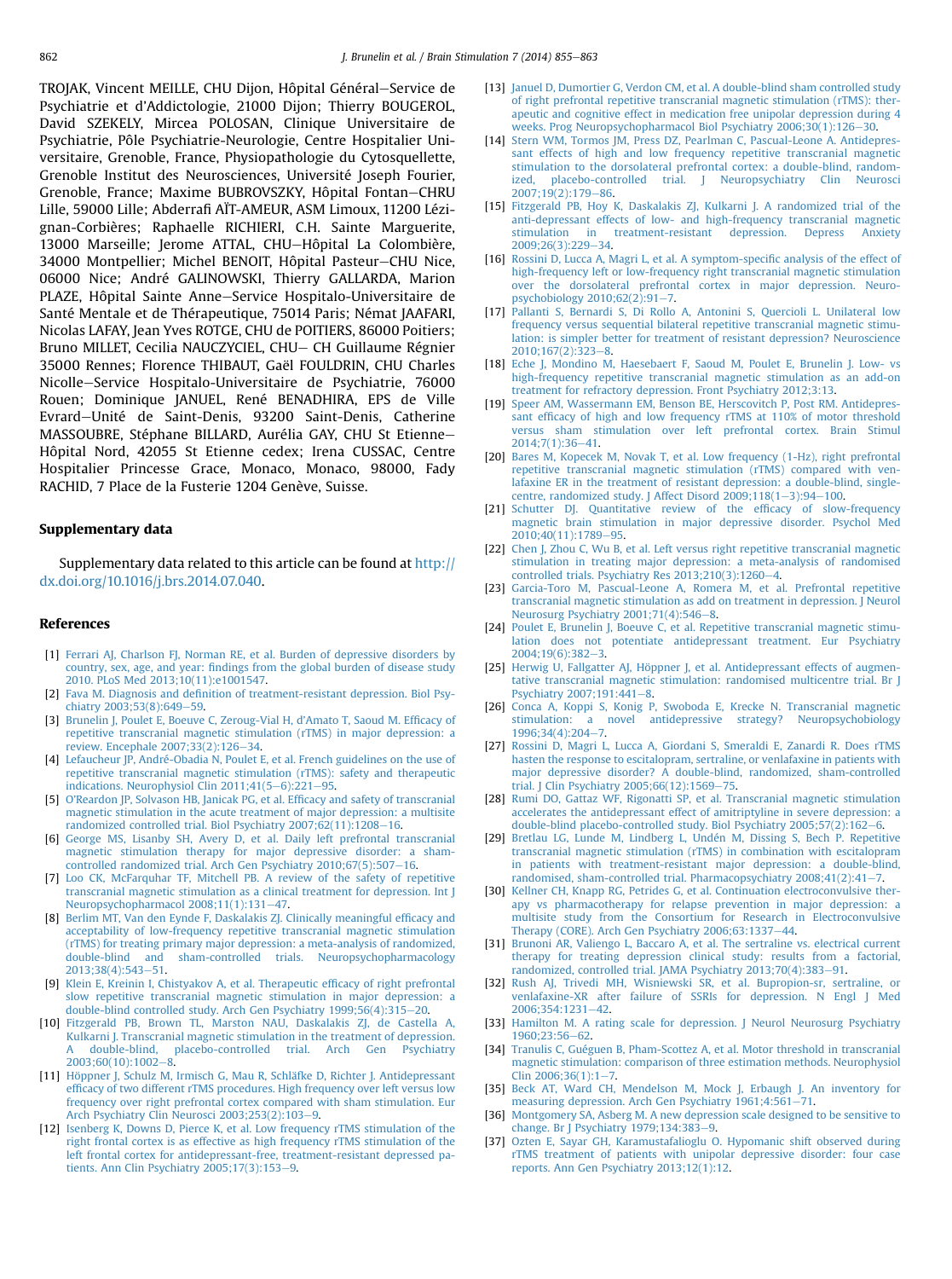TROJAK, Vincent MEILLE, CHU Dijon, Hôpital Général—Service de Psychiatrie et d'Addictologie, 21000 Dijon; Thierry BOUGEROL, David SZEKELY, Mircea POLOSAN, Clinique Universitaire de Psychiatrie, Pôle Psychiatrie-Neurologie, Centre Hospitalier Universitaire, Grenoble, France, Physiopathologie du Cytosquellette, Grenoble Institut des Neurosciences, Université Joseph Fourier, Grenoble, France; Maxime BUBROVSZKY, Hôpital Fontan—CHRU Lille, 59000 Lille; Abderrafi AÏT-AMEUR, ASM Limoux, 11200 Lézignan-Corbières; Raphaelle RICHIERI, C.H. Sainte Marguerite, 13000 Marseille; Jerome ATTAL, CHU—Hôpital La Colombière, 34000 Montpellier; Michel BENOIT, Hôpital Pasteur—CHU Nice, 06000 Nice; André GALINOWSKI, Thierry GALLARDA, Marion PLAZE, Hôpital Sainte Anne—Service Hospitalo-Universitaire de Santé Mentale et de Thérapeutique, 75014 Paris; Némat JAAFARI, Nicolas LAFAY, Jean Yves ROTGE, CHU de POITIERS, 86000 Poitiers; Bruno MILLET, Cecilia NAUCZYCIEL, CHU— CH Guillaume Régnier 35000 Rennes; Florence THIBAUT, Gaël FOULDRIN, CHU Charles Nicolle—Service Hospitalo-Universitaire de Psychiatrie, 76000 Rouen; Dominique JANUEL, René BENADHIRA, EPS de Ville Evrard—Unité de Saint-Denis, 93200 Saint-Denis, Catherine MASSOUBRE, Stéphane BILLARD, Aurélia GAY, CHU St Etienne—Hôpital Nord, 42055 St Etienne cedex; Irena CUSSAC, Centre Hospitalier Princesse Grace, Monaco, Monaco, 98000, Fady RACHID, 7 Place de la Fusterie 1204 Genève, Suisse.

## Supplementary data

Supplementary data related to this article can be found at http://dx.doi.org/10.1016/j.brs.2014.07.040.

## References

[1] Ferrari AJ, Charlson FJ, Norman RE, et al. Burden of depressive disorders by country, sex, age, and year: findings from the global burden of disease study 2010. PLoS Med 2013;10(11):e1001547.

[2] Fava M. Diagnosis and definition of treatment-resistant depression. Biol Psychiatry 2003;53(8):649–59.

[3] Brunelin J, Poulet E, Boeuve C, Zeroug-Vial H, d'Amato T, Saoud M. Efficacy of repetitive transcranial magnetic stimulation (rTMS) in major depression: a review. Encephale 2007;33(2):126–34.

[4] Lefaucheur JP, André-Obadia N, Poulet E, et al. French guidelines on the use of repetitive transcranial magnetic stimulation (rTMS): safety and therapeutic indications. Neurophysiol Clin 2011;41(5–6):221–95.

[5] O'Reardon JP, Solvason HB, Janicak PG, et al. Efficacy and safety of transcranial magnetic stimulation in the acute treatment of major depression: a multisite randomized controlled trial. Biol Psychiatry 2007;62(11):1208–16.

[6] George MS, Lisanby SH, Avery D, et al. Daily left prefrontal transcranial magnetic stimulation therapy for major depressive disorder: a sham-controlled randomized trial. Arch Gen Psychiatry 2010;67(5):507–16.

[7] Loo CK, McFarquhar TF, Mitchell PB. A review of the safety of repetitive transcranial magnetic stimulation as a clinical treatment for depression. Int J Neuropsychopharmacol 2008;11(1):131–47.

[8] Berlim MT, Van den Eynde F, Daskalakis ZJ. Clinically meaningful efficacy and acceptability of low-frequency repetitive transcranial magnetic stimulation (rTMS) for treating primary major depression: a meta-analysis of randomized, double-blind and sham-controlled trials. Neuropsychopharmacology 2013;38(4):543–51.

[9] Klein E, Kreinin I, Chistyakov A, et al. Therapeutic efficacy of right prefrontal slow repetitive transcranial magnetic stimulation in major depression: a double-blind controlled study. Arch Gen Psychiatry 1999;56(4):315–20.

[10] Fitzgerald PB, Brown TL, Marston NAU, Daskalakis ZJ, de Castella A, Kulkarni J. Transcranial magnetic stimulation in the treatment of depression. A double-blind, placebo-controlled trial. Arch Gen Psychiatry 2003;60(10):1002–8.

[11] Höppner J, Schulz M, Irmisch G, Mau R, Schläfke D, Richter J. Antidepressant efficacy of two different rTMS procedures. High frequency over left versus low frequency over right prefrontal cortex compared with sham stimulation. Eur Arch Psychiatry Clin Neurosci 2003;253(2):103–9.

[12] Isenberg K, Downs D, Pierce K, et al. Low frequency rTMS stimulation of the right frontal cortex is as effective as high frequency rTMS stimulation of the left frontal cortex for antidepressant-free, treatment-resistant depressed patients. Ann Clin Psychiatry 2005;17(3):153–9.

[13] Januel D, Dumortier G, Verdon CM, et al. A double-blind sham controlled study of right prefrontal repetitive transcranial magnetic stimulation (rTMS): therapeutic and cognitive effect in medication free unipolar depression during 4 weeks. Prog Neuropsychopharmacol Biol Psychiatry 2006;30(1):126–30.

[14] Stern WM, Tormos JM, Press DZ, Pearlman C, Pascual-Leone A. Antidepressant effects of high and low frequency repetitive transcranial magnetic stimulation to the dorsolateral prefrontal cortex: a double-blind, randomized, placebo-controlled trial. J Neuropsychiatry Clin Neurosci 2007;19(2):179–86.

[15] Fitzgerald PB, Hoy K, Daskalakis ZJ, Kulkarni J. A randomized trial of the anti-depressant effects of low- and high-frequency transcranial magnetic stimulation in treatment-resistant depression. Depress Anxiety 2009;26(3):229–34.

[16] Rossini D, Lucca A, Magri L, et al. A symptom-specific analysis of the effect of high-frequency left or low-frequency right transcranial magnetic stimulation over the dorsolateral prefrontal cortex in major depression. Neuropsychobiology 2010;62(2):91–7.

[17] Pallanti S, Bernardi S, Di Rollo A, Antonini S, Quercioli L. Unilateral low frequency versus sequential bilateral repetitive transcranial magnetic stimulation: is simpler better for treatment of resistant depression? Neuroscience 2010;167(2):323–8.

[18] Eche J, Mondino M, Haesebaert F, Saoud M, Poulet E, Brunelin J. Low- vs high-frequency repetitive transcranial magnetic stimulation as an add-on treatment for refractory depression. Front Psychiatry 2012;3:13.

[19] Speer AM, Wassermann EM, Benson BE, Herscovitch P, Post RM. Antidepressant efficacy of high and low frequency rTMS at 110% of motor threshold versus sham stimulation over left prefrontal cortex. Brain Stimul 2014;7(1):36–41.

[20] Bares M, Kopecek M, Novak T, et al. Low frequency (1-Hz), right prefrontal repetitive transcranial magnetic stimulation (rTMS) compared with venlafaxine ER in the treatment of resistant depression: a double-blind, single-centre, randomized study. J Affect Disord 2009;118(1–3):94–100.

[21] Schutter DJ. Quantitative review of the efficacy of slow-frequency magnetic brain stimulation in major depressive disorder. Psychol Med 2010;40(11):1789–95.

[22] Chen J, Zhou C, Wu B, et al. Left versus right repetitive transcranial magnetic stimulation in treating major depression: a meta-analysis of randomised controlled trials. Psychiatry Res 2013;210(3):1260–4.

[23] Garcia-Toro M, Pascual-Leone A, Romera M, et al. Prefrontal repetitive transcranial magnetic stimulation as add on treatment in depression. J Neurol Neurosurg Psychiatry 2001;71(4):546–8.

[24] Poulet E, Brunelin J, Boeuve C, et al. Repetitive transcranial magnetic stimulation does not potentiate antidepressant treatment. Eur Psychiatry 2004;19(6):382–3.

[25] Herwig U, Fallgatter AJ, Höppner J, et al. Antidepressant effects of augmentative transcranial magnetic stimulation: randomised multicentre trial. Br J Psychiatry 2007;191:441–8.

[26] Conca A, Koppi S, Konig P, Swoboda E, Krecke N. Transcranial magnetic stimulation: a novel antidepressive strategy? Neuropsychobiology 1996;34(4):204–7.

[27] Rossini D, Magri L, Lucca A, Giordani S, Smeraldi E, Zanardi R. Does rTMS hasten the response to escitalopram, sertraline, or venlafaxine in patients with major depressive disorder? A double-blind, randomized, sham-controlled trial. J Clin Psychiatry 2005;66(12):1569–75.

[28] Rumi DO, Gattaz WF, Rigonatti SP, et al. Transcranial magnetic stimulation accelerates the antidepressant effect of amitriptyline in severe depression: a double-blind placebo-controlled study. Biol Psychiatry 2005;57(2):162–6.

[29] Bretlau LG, Lunde M, Lindberg L, Undén M, Dissing S, Bech P. Repetitive transcranial magnetic stimulation (rTMS) in combination with escitalopram in patients with treatment-resistant major depression: a double-blind, randomised, sham-controlled trial. Pharmacopsychiatry 2008;41(2):41–7.

[30] Kellner CH, Knapp RG, Petrides G, et al. Continuation electroconvulsive therapy vs pharmacotherapy for relapse prevention in major depression: a multisite study from the Consortium for Research in Electroconvulsive Therapy (CORE). Arch Gen Psychiatry 2006;63:1337–44.

[31] Brunoni AR, Valiengo L, Baccaro A, et al. The sertraline vs. electrical current therapy for treating depression clinical study: results from a factorial, randomized, controlled trial. JAMA Psychiatry 2013;70(4):383–91.

[32] Rush AJ, Trivedi MH, Wisniewski SR, et al. Bupropion-sr, sertraline, or venlafaxine-XR after failure of SSRIs for depression. N Engl J Med 2006;354:1231–42.

[33] Hamilton M. A rating scale for depression. J Neurol Neurosurg Psychiatry 1960;23:56–62.

[34] Tranulis C, Guéguen B, Pham-Scottez A, et al. Motor threshold in transcranial magnetic stimulation: comparison of three estimation methods. Neurophysiol Clin 2006;36(1):1–7.

[35] Beck AT, Ward CH, Mendelson M, Mock J, Erbaugh J. An inventory for measuring depression. Arch Gen Psychiatry 1961;4:561–71.

[36] Montgomery SA, Asberg M. A new depression scale designed to be sensitive to change. Br J Psychiatry 1979;134:383–9.

[37] Ozten E, Sayar GH, Karamustafalioglu O. Hypomanic shift observed during rTMS treatment of patients with unipolar depressive disorder: four case reports. Ann Gen Psychiatry 2013;12(1):12.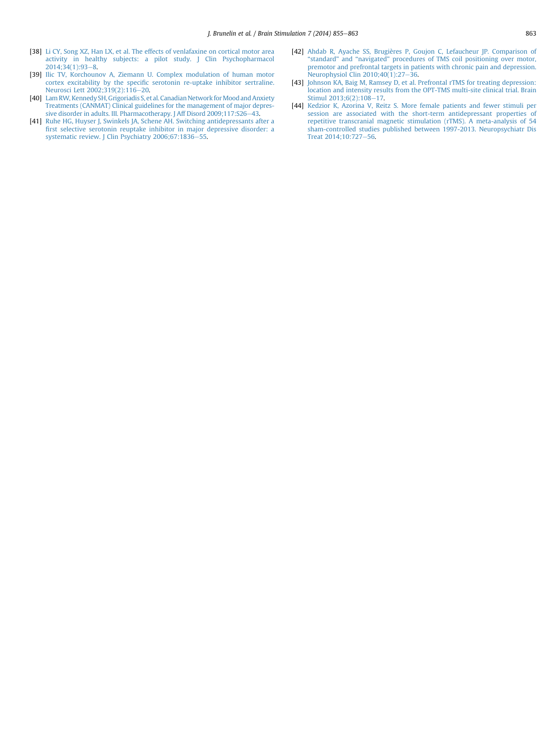[38] Li CY, Song XZ, Han LX, et al. The effects of venlafaxine on cortical motor area activity in healthy subjects: a pilot study. J Clin Psychopharmacol 2014;34(1):93–8.

[39] Ilic TV, Korchounov A, Ziemann U. Complex modulation of human motor cortex excitability by the specific serotonin re-uptake inhibitor sertraline. Neurosci Lett 2002;319(2):116–20.

[40] Lam RW, Kennedy SH, Grigoriadis S, et al. Canadian Network for Mood and Anxiety Treatments (CANMAT) Clinical guidelines for the management of major depressive disorder in adults. III. Pharmacotherapy. J Aff Disord 2009;117:S26–43.

[41] Ruhe HG, Huyser J, Swinkels JA, Schene AH. Switching antidepressants after a first selective serotonin reuptake inhibitor in major depressive disorder: a systematic review. J Clin Psychiatry 2006;67:1836–55.

[42] Ahdab R, Ayache SS, Brugières P, Goujon C, Lefaucheur JP. Comparison of "standard" and "navigated" procedures of TMS coil positioning over motor, premotor and prefrontal targets in patients with chronic pain and depression. Neurophysiol Clin 2010;40(1):27–36.

[43] Johnson KA, Baig M, Ramsey D, et al. Prefrontal rTMS for treating depression: location and intensity results from the OPT-TMS multi-site clinical trial. Brain Stimul 2013;6(2):108–17.

[44] Kedzior K, Azorina V, Reitz S. More female patients and fewer stimuli per session are associated with the short-term antidepressant properties of repetitive transcranial magnetic stimulation (rTMS). A meta-analysis of 54 sham-controlled studies published between 1997-2013. Neuropsychiatr Dis Treat 2014;10:727–56.